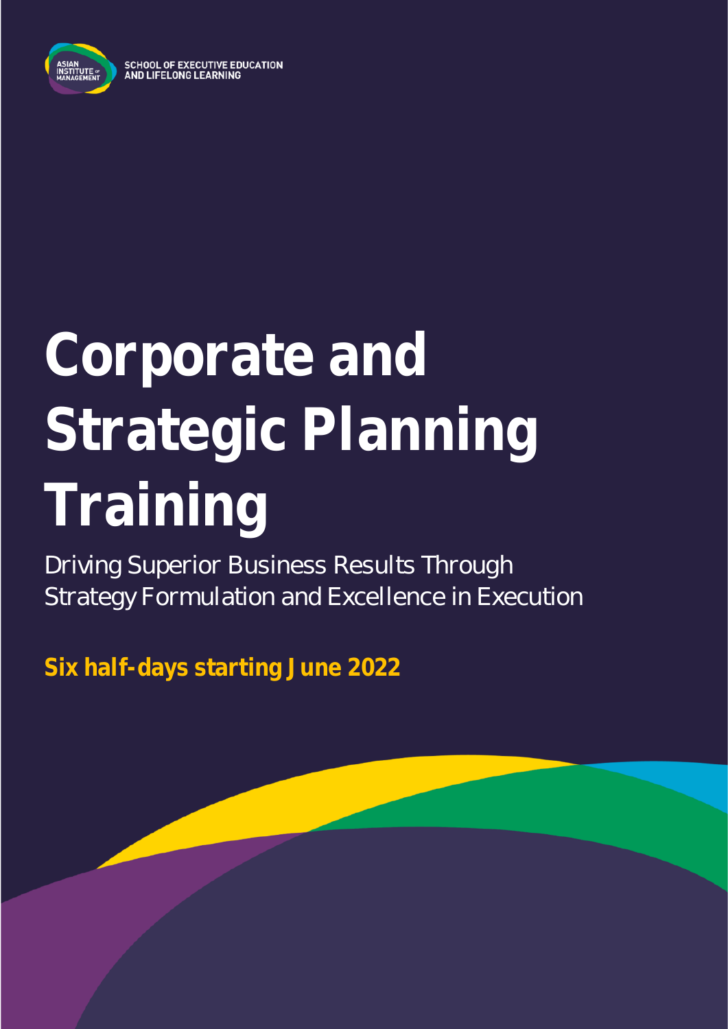ASIAN INSTITUTE OF MANAGEMENT

SCHOOL OF EXECUTIVE EDUCATION AND LIFELONG LEARNING

# Corporate and Strategic Planning Training

Driving Superior Business Results Through Strategy Formulation and Excellence in Execution

**Six half-days starting June 2022**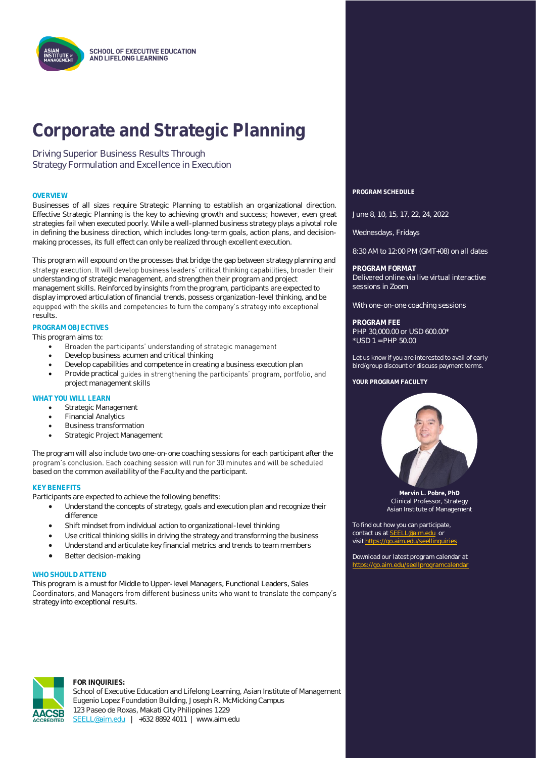SCHOOL OF EXECUTIVE EDUCATION AND LIFELONG LEARNING

# Corporate and Strategic Planning

Driving Superior Business Results Through Strategy Formulation and Excellence in Execution

### OVERVIEW

Businesses of all sizes require Strategic Planning to establish an organizational direction. Effective Strategic Planning is the key to achieving growth and success; however, even great strategies fail when executed poorly. While a well-planned business strategy plays a pivotal role in defining the business direction, which includes long-term goals, action plans, and decision-making processes, its full effect can only be realized through excellent execution.

This program will expound on the processes that bridge the gap between strategy planning and strategy execution. It will develop business leaders' critical thinking capabilities, broaden their understanding of strategic management, and strengthen their program and project management skills. Reinforced by insights from the program, participants are expected to display improved articulation of financial trends, possess organization-level thinking, and be equipped with the skills and competencies to turn the company's strategy into exceptional results.

### PROGRAM OBJECTIVES

This program aims to:

- Broaden the participants' understanding of strategic management
- Develop business acumen and critical thinking
- Develop capabilities and competence in creating a business execution plan
- Provide practical guides in strengthening the participants' program, portfolio, and project management skills

### WHAT YOU WILL LEARN

- Strategic Management
- Financial Analytics
- Business transformation
- Strategic Project Management

The program will also include two one-on-one coaching sessions for each participant after the program's conclusion. Each coaching session will run for 30 minutes and will be scheduled based on the common availability of the Faculty and the participant.

### KEY BENEFITS

Participants are expected to achieve the following benefits:

- Understand the concepts of strategy, goals and execution plan and recognize their difference
- Shift mindset from individual action to organizational-level thinking
- Use critical thinking skills in driving the strategy and transforming the business
- Understand and articulate key financial metrics and trends to team members
- Better decision-making

### WHO SHOULD ATTEND

This program is a must for Middle to Upper-level Managers, Functional Leaders, Sales Coordinators, and Managers from different business units who want to translate the company's strategy into exceptional results.

### PROGRAM SCHEDULE

June 8, 10, 15, 17, 22, 24, 2022

Wednesdays, Fridays

8:30 AM to 12:00 PM (GMT+08) on all dates

### PROGRAM FORMAT

Delivered online via live virtual interactive sessions in Zoom

With one-on-one coaching sessions

### PROGRAM FEE

PHP 30,000.00 or USD 600.00*
*USD 1 = PHP 50.00

Let us know if you are interested to avail of early bird/group discount or discuss payment terms.

### YOUR PROGRAM FACULTY

**Mervin L. Pobre, PhD**
Clinical Professor, Strategy
Asian Institute of Management

To find out how you can participate, contact us at SEELL@aim.edu or visit https://go.aim.edu/seellinquiries

Download our latest program calendar at https://go.aim.edu/seellprogramcalendar

**FOR INQUIRIES:**
School of Executive Education and Lifelong Learning, Asian Institute of Management
Eugenio Lopez Foundation Building, Joseph R. McMicking Campus
123 Paseo de Roxas, Makati City Philippines 1229
SEELL@aim.edu | +632 8892 4011 | www.aim.edu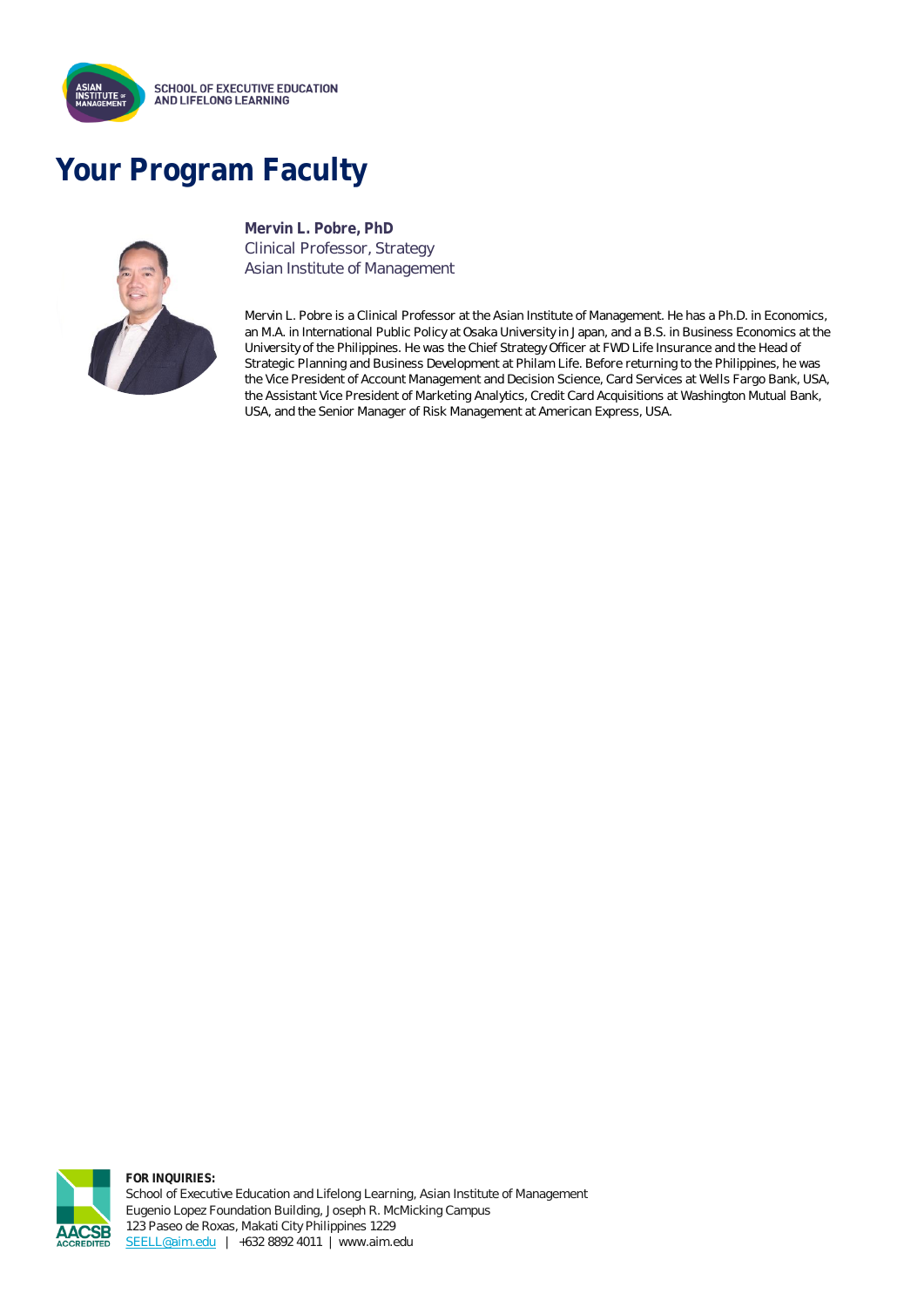# Your Program Faculty

**Mervin L. Pobre, PhD**
Clinical Professor, Strategy
Asian Institute of Management

Mervin L. Pobre is a Clinical Professor at the Asian Institute of Management. He has a Ph.D. in Economics, an M.A. in International Public Policy at Osaka University in Japan, and a B.S. in Business Economics at the University of the Philippines. He was the Chief Strategy Officer at FWD Life Insurance and the Head of Strategic Planning and Business Development at Philam Life. Before returning to the Philippines, he was the Vice President of Account Management and Decision Science, Card Services at Wells Fargo Bank, USA, the Assistant Vice President of Marketing Analytics, Credit Card Acquisitions at Washington Mutual Bank, USA, and the Senior Manager of Risk Management at American Express, USA.

**FOR INQUIRIES:**
School of Executive Education and Lifelong Learning, Asian Institute of Management
Eugenio Lopez Foundation Building, Joseph R. McMicking Campus
123 Paseo de Roxas, Makati City Philippines 1229
SEELL@aim.edu | +632 8892 4011 | www.aim.edu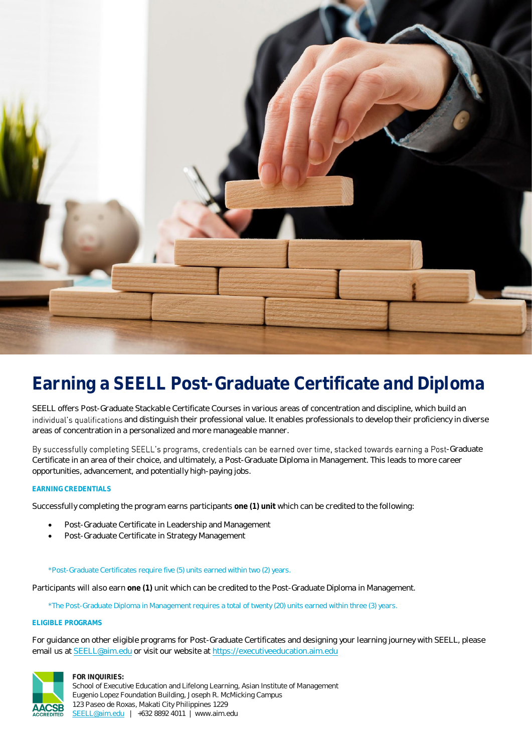# Earning a SEELL Post-Graduate Certificate and Diploma

SEELL offers Post-Graduate Stackable Certificate Courses in various areas of concentration and discipline, which build an individual's qualifications and distinguish their professional value. It enables professionals to develop their proficiency in diverse areas of concentration in a personalized and more manageable manner.

By successfully completing SEELL's programs, credentials can be earned over time, stacked towards earning a Post-Graduate Certificate in an area of their choice, and ultimately, a Post-Graduate Diploma in Management. This leads to more career opportunities, advancement, and potentially high-paying jobs.

#### EARNING CREDENTIALS

Successfully completing the program earns participants **one (1) unit** which can be credited to the following:

- Post-Graduate Certificate in Leadership and Management
- Post-Graduate Certificate in Strategy Management

*Post-Graduate Certificates require five (5) units earned within two (2) years.

Participants will also earn **one (1)** unit which can be credited to the Post-Graduate Diploma in Management.

*The Post-Graduate Diploma in Management requires a total of twenty (20) units earned within three (3) years.

#### ELIGIBLE PROGRAMS

For guidance on other eligible programs for Post-Graduate Certificates and designing your learning journey with SEELL, please email us at SEELL@aim.edu or visit our website at https://executiveeducation.aim.edu

AACSB ACCREDITED

**FOR INQUIRIES:**
School of Executive Education and Lifelong Learning, Asian Institute of Management
Eugenio Lopez Foundation Building, Joseph R. McMicking Campus
123 Paseo de Roxas, Makati City Philippines 1229
SEELL@aim.edu | +632 8892 4011 | www.aim.edu